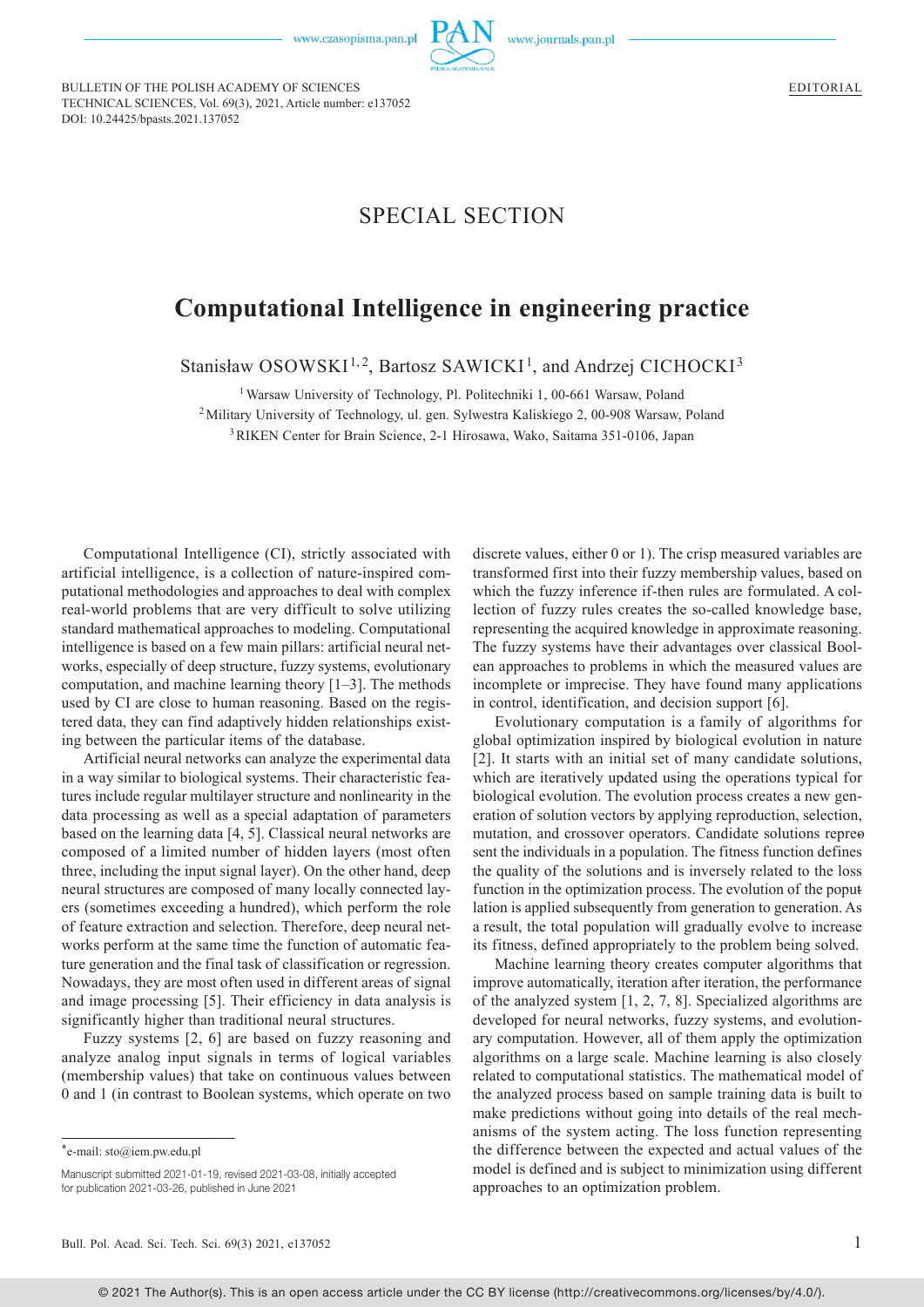SPECIAL SECTION

# Computational Intelligence in engineering practice

Stanisław OSOWSKI[1,2], Bartosz SAWICKI[1], and Andrzej CICHOCKI[3]

[1] Warsaw University of Technology, Pl. Politechniki 1, 00-661 Warsaw, Poland

[2] Military University of Technology, ul. gen. Sylwestra Kaliskiego 2, 00-908 Warsaw, Poland

[3] RIKEN Center for Brain Science, 2-1 Hirosawa, Wako, Saitama 351-0106, Japan

Computational Intelligence (CI), strictly associated with artificial intelligence, is a collection of nature-inspired computational methodologies and approaches to deal with complex real-world problems that are very difficult to solve utilizing standard mathematical approaches to modeling. Computational intelligence is based on a few main pillars: artificial neural networks, especially of deep structure, fuzzy systems, evolutionary computation, and machine learning theory [1–3]. The methods used by CI are close to human reasoning. Based on the registered data, they can find adaptively hidden relationships existing between the particular items of the database.

Artificial neural networks can analyze the experimental data in a way similar to biological systems. Their characteristic features include regular multilayer structure and nonlinearity in the data processing as well as a special adaptation of parameters based on the learning data [4, 5]. Classical neural networks are composed of a limited number of hidden layers (most often three, including the input signal layer). On the other hand, deep neural structures are composed of many locally connected layers (sometimes exceeding a hundred), which perform the role of feature extraction and selection. Therefore, deep neural networks perform at the same time the function of automatic feature generation and the final task of classification or regression. Nowadays, they are most often used in different areas of signal and image processing [5]. Their efficiency in data analysis is significantly higher than traditional neural structures.

Fuzzy systems [2, 6] are based on fuzzy reasoning and analyze analog input signals in terms of logical variables (membership values) that take on continuous values between 0 and 1 (in contrast to Boolean systems, which operate on two discrete values, either 0 or 1). The crisp measured variables are transformed first into their fuzzy membership values, based on which the fuzzy inference if-then rules are formulated. A collection of fuzzy rules creates the so-called knowledge base, representing the acquired knowledge in approximate reasoning. The fuzzy systems have their advantages over classical Boolean approaches to problems in which the measured values are incomplete or imprecise. They have found many applications in control, identification, and decision support [6].

Evolutionary computation is a family of algorithms for global optimization inspired by biological evolution in nature [2]. It starts with an initial set of many candidate solutions, which are iteratively updated using the operations typical for biological evolution. The evolution process creates a new generation of solution vectors by applying reproduction, selection, mutation, and crossover operators. Candidate solutions represent the individuals in a population. The fitness function defines the quality of the solutions and is inversely related to the loss function in the optimization process. The evolution of the population is applied subsequently from generation to generation. As a result, the total population will gradually evolve to increase its fitness, defined appropriately to the problem being solved.

Machine learning theory creates computer algorithms that improve automatically, iteration after iteration, the performance of the analyzed system [1, 2, 7, 8]. Specialized algorithms are developed for neural networks, fuzzy systems, and evolutionary computation. However, all of them apply the optimization algorithms on a large scale. Machine learning is also closely related to computational statistics. The mathematical model of the analyzed process based on sample training data is built to make predictions without going into details of the real mechanisms of the system acting. The loss function representing the difference between the expected and actual values of the model is defined and is subject to minimization using different approaches to an optimization problem.

*e-mail: sto@iem.pw.edu.pl

Manuscript submitted 2021-01-19, revised 2021-03-08, initially accepted for publication 2021-03-26, published in June 2021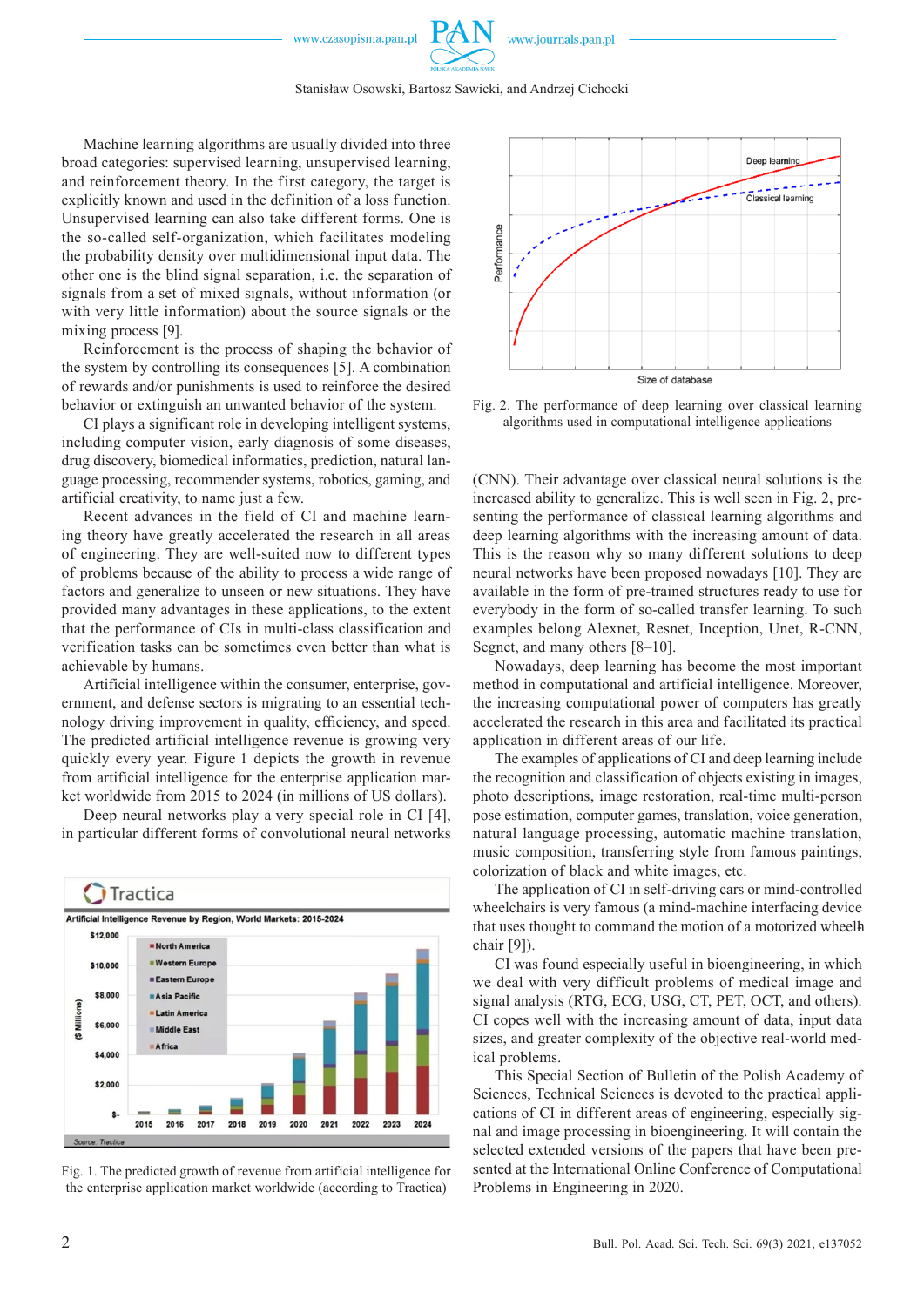Machine learning algorithms are usually divided into three broad categories: supervised learning, unsupervised learning, and reinforcement theory. In the first category, the target is explicitly known and used in the definition of a loss function. Unsupervised learning can also take different forms. One is the so-called self-organization, which facilitates modeling the probability density over multidimensional input data. The other one is the blind signal separation, i.e. the separation of signals from a set of mixed signals, without information (or with very little information) about the source signals or the mixing process [9].

Reinforcement is the process of shaping the behavior of the system by controlling its consequences [5]. A combination of rewards and/or punishments is used to reinforce the desired behavior or extinguish an unwanted behavior of the system.

CI plays a significant role in developing intelligent systems, including computer vision, early diagnosis of some diseases, drug discovery, biomedical informatics, prediction, natural language processing, recommender systems, robotics, gaming, and artificial creativity, to name just a few.

Recent advances in the field of CI and machine learning theory have greatly accelerated the research in all areas of engineering. They are well-suited now to different types of problems because of the ability to process a wide range of factors and generalize to unseen or new situations. They have provided many advantages in these applications, to the extent that the performance of CIs in multi-class classification and verification tasks can be sometimes even better than what is achievable by humans.

Artificial intelligence within the consumer, enterprise, government, and defense sectors is migrating to an essential technology driving improvement in quality, efficiency, and speed. The predicted artificial intelligence revenue is growing very quickly every year. Figure 1 depicts the growth in revenue from artificial intelligence for the enterprise application market worldwide from 2015 to 2024 (in millions of US dollars).

Deep neural networks play a very special role in CI [4], in particular different forms of convolutional neural networks (CNN). Their advantage over classical neural solutions is the increased ability to generalize. This is well seen in Fig. 2, presenting the performance of classical learning algorithms and deep learning algorithms with the increasing amount of data. This is the reason why so many different solutions to deep neural networks have been proposed nowadays [10]. They are available in the form of pre-trained structures ready to use for everybody in the form of so-called transfer learning. To such examples belong Alexnet, Resnet, Inception, Unet, R-CNN, Segnet, and many others [8–10].

Fig. 1. The predicted growth of revenue from artificial intelligence for the enterprise application market worldwide (according to Tractica)

Fig. 2. The performance of deep learning over classical learning algorithms used in computational intelligence applications

Nowadays, deep learning has become the most important method in computational and artificial intelligence. Moreover, the increasing computational power of computers has greatly accelerated the research in this area and facilitated its practical application in different areas of our life.

The examples of applications of CI and deep learning include the recognition and classification of objects existing in images, photo descriptions, image restoration, real-time multi-person pose estimation, computer games, translation, voice generation, natural language processing, automatic machine translation, music composition, transferring style from famous paintings, colorization of black and white images, etc.

The application of CI in self-driving cars or mind-controlled wheelchairs is very famous (a mind-machine interfacing device that uses thought to command the motion of a motorized wheelchair [9]).

CI was found especially useful in bioengineering, in which we deal with very difficult problems of medical image and signal analysis (RTG, ECG, USG, CT, PET, OCT, and others). CI copes well with the increasing amount of data, input data sizes, and greater complexity of the objective real-world medical problems.

This Special Section of Bulletin of the Polish Academy of Sciences, Technical Sciences is devoted to the practical applications of CI in different areas of engineering, especially signal and image processing in bioengineering. It will contain the selected extended versions of the papers that have been presented at the International Online Conference of Computational Problems in Engineering in 2020.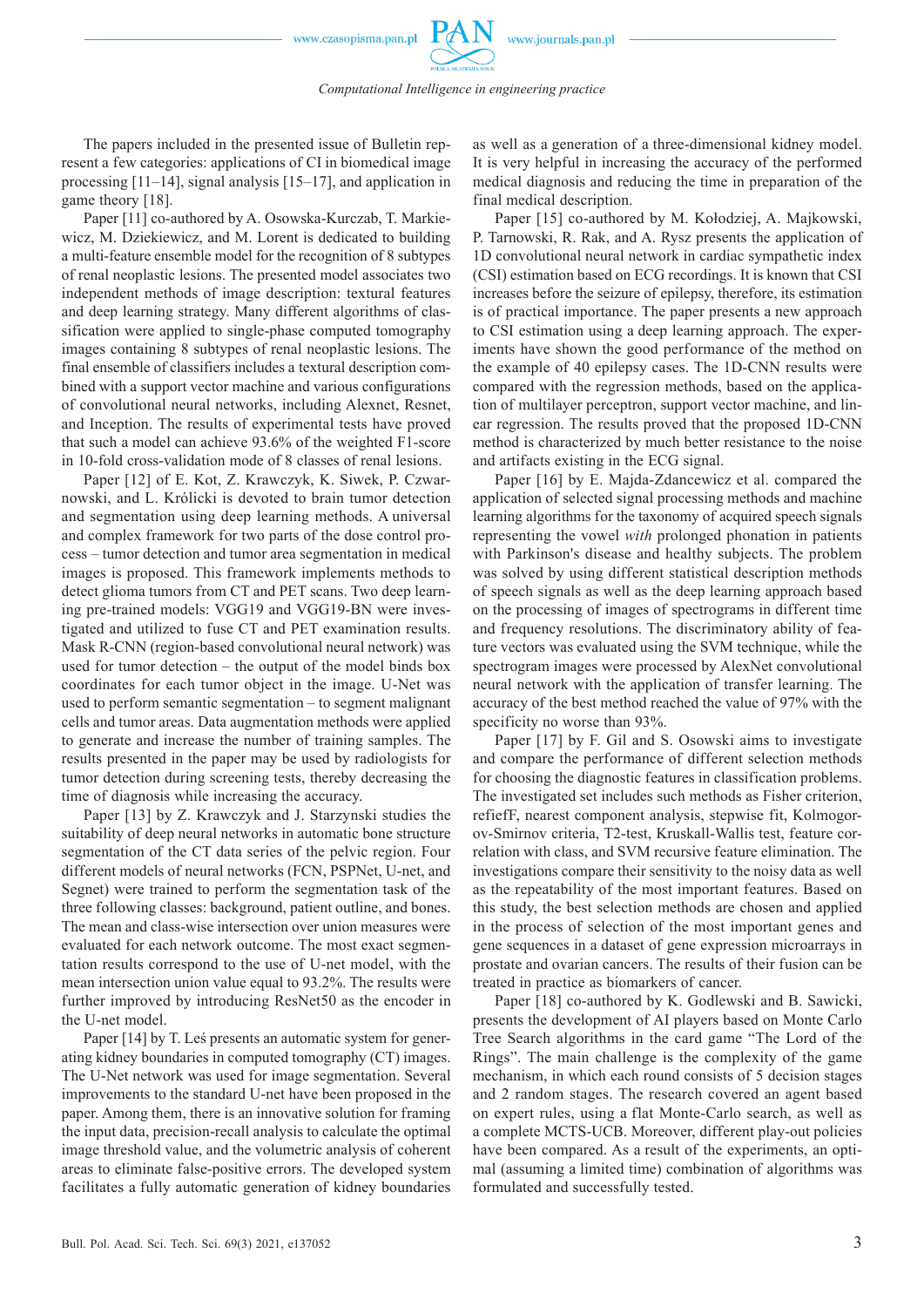The papers included in the presented issue of Bulletin represent a few categories: applications of CI in biomedical image processing [11–14], signal analysis [15–17], and application in game theory [18].

Paper [11] co-authored by A. Osowska-Kurczab, T. Markiewicz, M. Dziekiewicz, and M. Lorent is dedicated to building a multi-feature ensemble model for the recognition of 8 subtypes of renal neoplastic lesions. The presented model associates two independent methods of image description: textural features and deep learning strategy. Many different algorithms of classification were applied to single-phase computed tomography images containing 8 subtypes of renal neoplastic lesions. The final ensemble of classifiers includes a textural description combined with a support vector machine and various configurations of convolutional neural networks, including Alexnet, Resnet, and Inception. The results of experimental tests have proved that such a model can achieve 93.6% of the weighted F1-score in 10-fold cross-validation mode of 8 classes of renal lesions.

Paper [12] of E. Kot, Z. Krawczyk, K. Siwek, P. Czwarnowski, and L. Królicki is devoted to brain tumor detection and segmentation using deep learning methods. A universal and complex framework for two parts of the dose control process – tumor detection and tumor area segmentation in medical images is proposed. This framework implements methods to detect glioma tumors from CT and PET scans. Two deep learning pre-trained models: VGG19 and VGG19-BN were investigated and utilized to fuse CT and PET examination results. Mask R-CNN (region-based convolutional neural network) was used for tumor detection – the output of the model binds box coordinates for each tumor object in the image. U-Net was used to perform semantic segmentation – to segment malignant cells and tumor areas. Data augmentation methods were applied to generate and increase the number of training samples. The results presented in the paper may be used by radiologists for tumor detection during screening tests, thereby decreasing the time of diagnosis while increasing the accuracy.

Paper [13] by Z. Krawczyk and J. Starzynski studies the suitability of deep neural networks in automatic bone structure segmentation of the CT data series of the pelvic region. Four different models of neural networks (FCN, PSPNet, U-net, and Segnet) were trained to perform the segmentation task of the three following classes: background, patient outline, and bones. The mean and class-wise intersection over union measures were evaluated for each network outcome. The most exact segmentation results correspond to the use of U-net model, with the mean intersection union value equal to 93.2%. The results were further improved by introducing ResNet50 as the encoder in the U-net model.

Paper [14] by T. Leś presents an automatic system for generating kidney boundaries in computed tomography (CT) images. The U-Net network was used for image segmentation. Several improvements to the standard U-net have been proposed in the paper. Among them, there is an innovative solution for framing the input data, precision-recall analysis to calculate the optimal image threshold value, and the volumetric analysis of coherent areas to eliminate false-positive errors. The developed system facilitates a fully automatic generation of kidney boundaries as well as a generation of a three-dimensional kidney model. It is very helpful in increasing the accuracy of the performed medical diagnosis and reducing the time in preparation of the final medical description.

Paper [15] co-authored by M. Kołodziej, A. Majkowski, P. Tarnowski, R. Rak, and A. Rysz presents the application of 1D convolutional neural network in cardiac sympathetic index (CSI) estimation based on ECG recordings. It is known that CSI increases before the seizure of epilepsy, therefore, its estimation is of practical importance. The paper presents a new approach to CSI estimation using a deep learning approach. The experiments have shown the good performance of the method on the example of 40 epilepsy cases. The 1D-CNN results were compared with the regression methods, based on the application of multilayer perceptron, support vector machine, and linear regression. The results proved that the proposed 1D-CNN method is characterized by much better resistance to the noise and artifacts existing in the ECG signal.

Paper [16] by E. Majda-Zdancewicz et al. compared the application of selected signal processing methods and machine learning algorithms for the taxonomy of acquired speech signals representing the vowel *with* prolonged phonation in patients with Parkinson's disease and healthy subjects. The problem was solved by using different statistical description methods of speech signals as well as the deep learning approach based on the processing of images of spectrograms in different time and frequency resolutions. The discriminatory ability of feature vectors was evaluated using the SVM technique, while the spectrogram images were processed by AlexNet convolutional neural network with the application of transfer learning. The accuracy of the best method reached the value of 97% with the specificity no worse than 93%.

Paper [17] by F. Gil and S. Osowski aims to investigate and compare the performance of different selection methods for choosing the diagnostic features in classification problems. The investigated set includes such methods as Fisher criterion, refiefF, nearest component analysis, stepwise fit, Kolmogorov-Smirnov criteria, T2-test, Kruskall-Wallis test, feature correlation with class, and SVM recursive feature elimination. The investigations compare their sensitivity to the noisy data as well as the repeatability of the most important features. Based on this study, the best selection methods are chosen and applied in the process of selection of the most important genes and gene sequences in a dataset of gene expression microarrays in prostate and ovarian cancers. The results of their fusion can be treated in practice as biomarkers of cancer.

Paper [18] co-authored by K. Godlewski and B. Sawicki, presents the development of AI players based on Monte Carlo Tree Search algorithms in the card game "The Lord of the Rings". The main challenge is the complexity of the game mechanism, in which each round consists of 5 decision stages and 2 random stages. The research covered an agent based on expert rules, using a flat Monte-Carlo search, as well as a complete MCTS-UCB. Moreover, different play-out policies have been compared. As a result of the experiments, an optimal (assuming a limited time) combination of algorithms was formulated and successfully tested.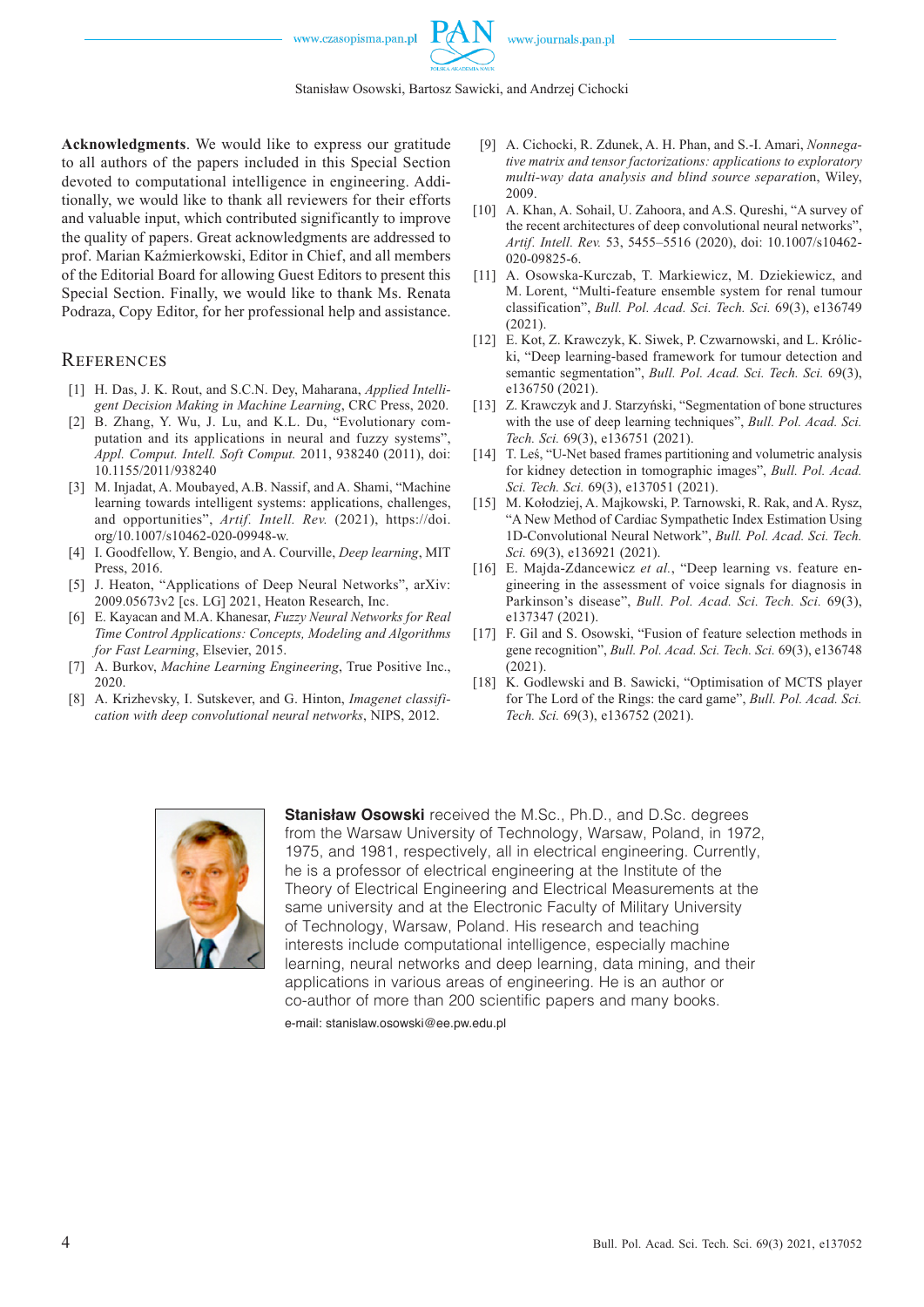**Acknowledgments**. We would like to express our gratitude to all authors of the papers included in this Special Section devoted to computational intelligence in engineering. Additionally, we would like to thank all reviewers for their efforts and valuable input, which contributed significantly to improve the quality of papers. Great acknowledgments are addressed to prof. Marian Kaźmierkowski, Editor in Chief, and all members of the Editorial Board for allowing Guest Editors to present this Special Section. Finally, we would like to thank Ms. Renata Podraza, Copy Editor, for her professional help and assistance.

## References

[1] H. Das, J. K. Rout, and S.C.N. Dey, Maharana, *Applied Intelligent Decision Making in Machine Learning*, CRC Press, 2020.

[2] B. Zhang, Y. Wu, J. Lu, and K.L. Du, "Evolutionary computation and its applications in neural and fuzzy systems", *Appl. Comput. Intell. Soft Comput.* 2011, 938240 (2011), doi: 10.1155/2011/938240

[3] M. Injadat, A. Moubayed, A.B. Nassif, and A. Shami, "Machine learning towards intelligent systems: applications, challenges, and opportunities", *Artif. Intell. Rev.* (2021), https://doi.org/10.1007/s10462-020-09948-w.

[4] I. Goodfellow, Y. Bengio, and A. Courville, *Deep learning*, MIT Press, 2016.

[5] J. Heaton, "Applications of Deep Neural Networks", arXiv: 2009.05673v2 [cs. LG] 2021, Heaton Research, Inc.

[6] E. Kayacan and M.A. Khanesar, *Fuzzy Neural Networks for Real Time Control Applications: Concepts, Modeling and Algorithms for Fast Learning*, Elsevier, 2015.

[7] A. Burkov, *Machine Learning Engineering*, True Positive Inc., 2020.

[8] A. Krizhevsky, I. Sutskever, and G. Hinton, *Imagenet classification with deep convolutional neural networks*, NIPS, 2012.

[9] A. Cichocki, R. Zdunek, A. H. Phan, and S.-I. Amari, *Nonnegative matrix and tensor factorizations: applications to exploratory multi-way data analysis and blind source separatio*n, Wiley, 2009.

[10] A. Khan, A. Sohail, U. Zahoora, and A.S. Qureshi, "A survey of the recent architectures of deep convolutional neural networks", *Artif. Intell. Rev.* 53, 5455–5516 (2020), doi: 10.1007/s10462-020-09825-6.

[11] A. Osowska-Kurczab, T. Markiewicz, M. Dziekiewicz, and M. Lorent, "Multi-feature ensemble system for renal tumour classification", *Bull. Pol. Acad. Sci. Tech. Sci.* 69(3), e136749 (2021).

[12] E. Kot, Z. Krawczyk, K. Siwek, P. Czwarnowski, and L. Królicki, "Deep learning-based framework for tumour detection and semantic segmentation", *Bull. Pol. Acad. Sci. Tech. Sci.* 69(3), e136750 (2021).

[13] Z. Krawczyk and J. Starzyński, "Segmentation of bone structures with the use of deep learning techniques", *Bull. Pol. Acad. Sci. Tech. Sci.* 69(3), e136751 (2021).

[14] T. Leś, "U-Net based frames partitioning and volumetric analysis for kidney detection in tomographic images", *Bull. Pol. Acad. Sci. Tech. Sci.* 69(3), e137051 (2021).

[15] M. Kołodziej, A. Majkowski, P. Tarnowski, R. Rak, and A. Rysz, "A New Method of Cardiac Sympathetic Index Estimation Using 1D-Convolutional Neural Network", *Bull. Pol. Acad. Sci. Tech. Sci.* 69(3), e136921 (2021).

[16] E. Majda-Zdancewicz *et al.*, "Deep learning vs. feature engineering in the assessment of voice signals for diagnosis in Parkinson's disease", *Bull. Pol. Acad. Sci. Tech. Sci.* 69(3), e137347 (2021).

[17] F. Gil and S. Osowski, "Fusion of feature selection methods in gene recognition", *Bull. Pol. Acad. Sci. Tech. Sci.* 69(3), e136748 (2021).

[18] K. Godlewski and B. Sawicki, "Optimisation of MCTS player for The Lord of the Rings: the card game", *Bull. Pol. Acad. Sci. Tech. Sci.* 69(3), e136752 (2021).

**Stanisław Osowski** received the M.Sc., Ph.D., and D.Sc. degrees from the Warsaw University of Technology, Warsaw, Poland, in 1972, 1975, and 1981, respectively, all in electrical engineering. Currently, he is a professor of electrical engineering at the Institute of the Theory of Electrical Engineering and Electrical Measurements at the same university and at the Electronic Faculty of Military University of Technology, Warsaw, Poland. His research and teaching interests include computational intelligence, especially machine learning, neural networks and deep learning, data mining, and their applications in various areas of engineering. He is an author or co-author of more than 200 scientific papers and many books.

e-mail: stanislaw.osowski@ee.pw.edu.pl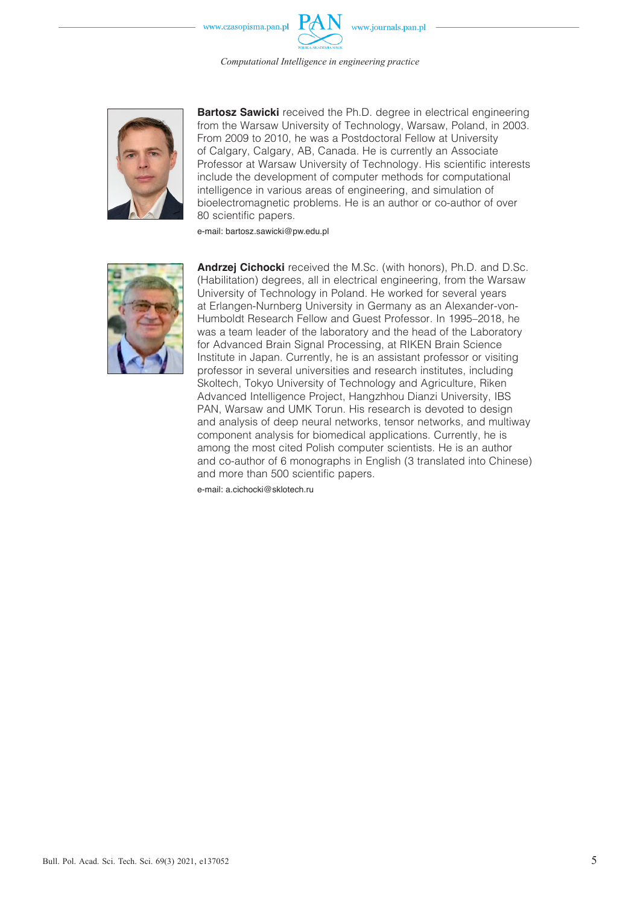**Bartosz Sawicki** received the Ph.D. degree in electrical engineering from the Warsaw University of Technology, Warsaw, Poland, in 2003. From 2009 to 2010, he was a Postdoctoral Fellow at University of Calgary, Calgary, AB, Canada. He is currently an Associate Professor at Warsaw University of Technology. His scientific interests include the development of computer methods for computational intelligence in various areas of engineering, and simulation of bioelectromagnetic problems. He is an author or co-author of over 80 scientific papers.

e-mail: bartosz.sawicki@pw.edu.pl

**Andrzej Cichocki** received the M.Sc. (with honors), Ph.D. and D.Sc. (Habilitation) degrees, all in electrical engineering, from the Warsaw University of Technology in Poland. He worked for several years at Erlangen-Nurnberg University in Germany as an Alexander-von-Humboldt Research Fellow and Guest Professor. In 1995–2018, he was a team leader of the laboratory and the head of the Laboratory for Advanced Brain Signal Processing, at RIKEN Brain Science Institute in Japan. Currently, he is an assistant professor or visiting professor in several universities and research institutes, including Skoltech, Tokyo University of Technology and Agriculture, Riken Advanced Intelligence Project, Hangzhhou Dianzi University, IBS PAN, Warsaw and UMK Torun. His research is devoted to design and analysis of deep neural networks, tensor networks, and multiway component analysis for biomedical applications. Currently, he is among the most cited Polish computer scientists. He is an author and co-author of 6 monographs in English (3 translated into Chinese) and more than 500 scientific papers.

e-mail: a.cichocki@sklotech.ru